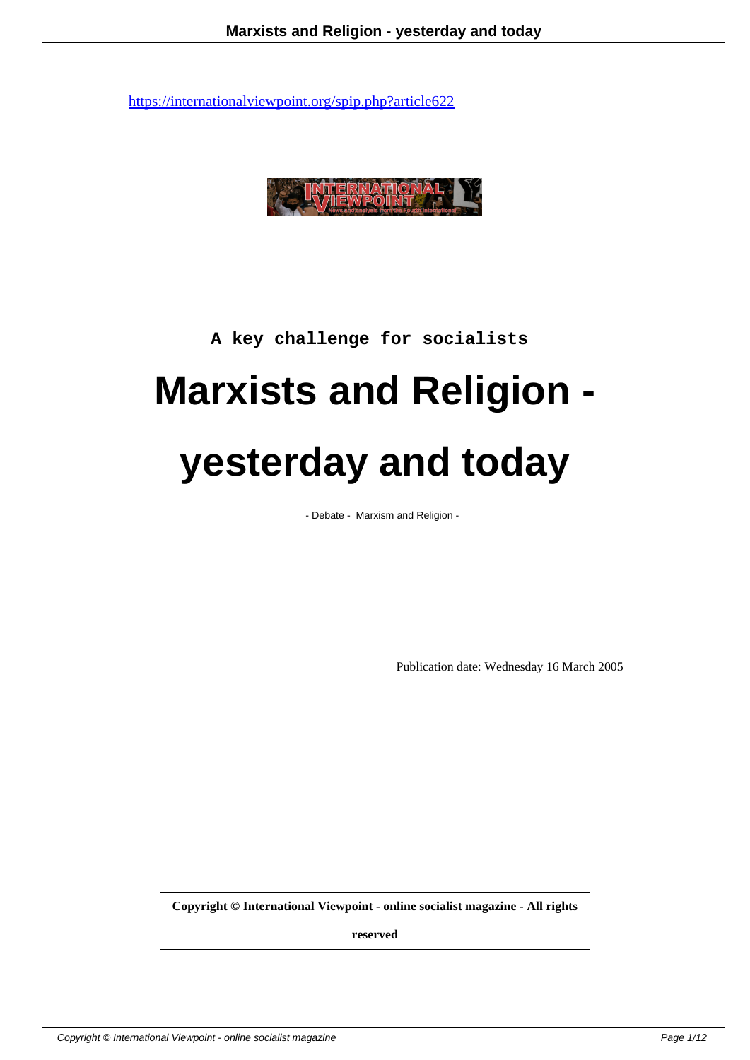https://internationalviewpoint.org/spip.php?article622

A key challenge for socialists

# Marxists and Religion - yesterday and today

- Debate - Marxism and Religion -

Publication date: Wednesday 16 March 2005

**Copyright © International Viewpoint - online socialist magazine - All rights reserved**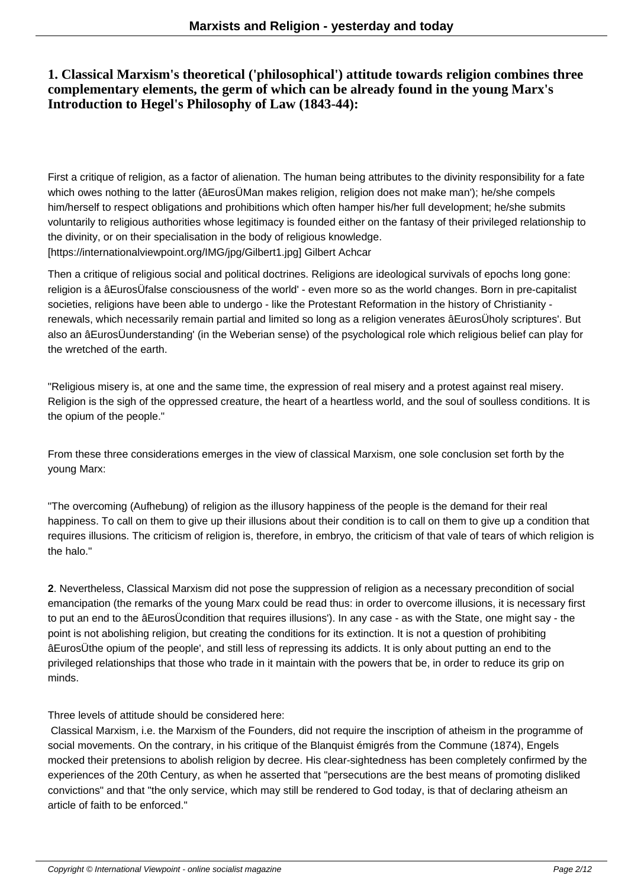## 1. Classical Marxism's theoretical ('philosophical') attitude towards religion combines three complementary elements, the germ of which can be already found in the young Marx's Introduction to Hegel's Philosophy of Law (1843-44):

First a critique of religion, as a factor of alienation. The human being attributes to the divinity responsibility for a fate which owes nothing to the latter (âEurosÜMan makes religion, religion does not make man'); he/she compels him/herself to respect obligations and prohibitions which often hamper his/her full development; he/she submits voluntarily to religious authorities whose legitimacy is founded either on the fantasy of their privileged relationship to the divinity, or on their specialisation in the body of religious knowledge.
[https://internationalviewpoint.org/IMG/jpg/Gilbert1.jpg] Gilbert Achcar

Then a critique of religious social and political doctrines. Religions are ideological survivals of epochs long gone: religion is a âEurosÜfalse consciousness of the world' - even more so as the world changes. Born in pre-capitalist societies, religions have been able to undergo - like the Protestant Reformation in the history of Christianity - renewals, which necessarily remain partial and limited so long as a religion venerates âEurosÜholy scriptures'. But also an âEurosÜunderstanding' (in the Weberian sense) of the psychological role which religious belief can play for the wretched of the earth.

"Religious misery is, at one and the same time, the expression of real misery and a protest against real misery. Religion is the sigh of the oppressed creature, the heart of a heartless world, and the soul of soulless conditions. It is the opium of the people."

From these three considerations emerges in the view of classical Marxism, one sole conclusion set forth by the young Marx:

"The overcoming (Aufhebung) of religion as the illusory happiness of the people is the demand for their real happiness. To call on them to give up their illusions about their condition is to call on them to give up a condition that requires illusions. The criticism of religion is, therefore, in embryo, the criticism of that vale of tears of which religion is the halo."

**2**. Nevertheless, Classical Marxism did not pose the suppression of religion as a necessary precondition of social emancipation (the remarks of the young Marx could be read thus: in order to overcome illusions, it is necessary first to put an end to the âEurosÜcondition that requires illusions'). In any case - as with the State, one might say - the point is not abolishing religion, but creating the conditions for its extinction. It is not a question of prohibiting âEurosÜthe opium of the people', and still less of repressing its addicts. It is only about putting an end to the privileged relationships that those who trade in it maintain with the powers that be, in order to reduce its grip on minds.

Three levels of attitude should be considered here:

Classical Marxism, i.e. the Marxism of the Founders, did not require the inscription of atheism in the programme of social movements. On the contrary, in his critique of the Blanquist émigrés from the Commune (1874), Engels mocked their pretensions to abolish religion by decree. His clear-sightedness has been completely confirmed by the experiences of the 20th Century, as when he asserted that "persecutions are the best means of promoting disliked convictions" and that "the only service, which may still be rendered to God today, is that of declaring atheism an article of faith to be enforced."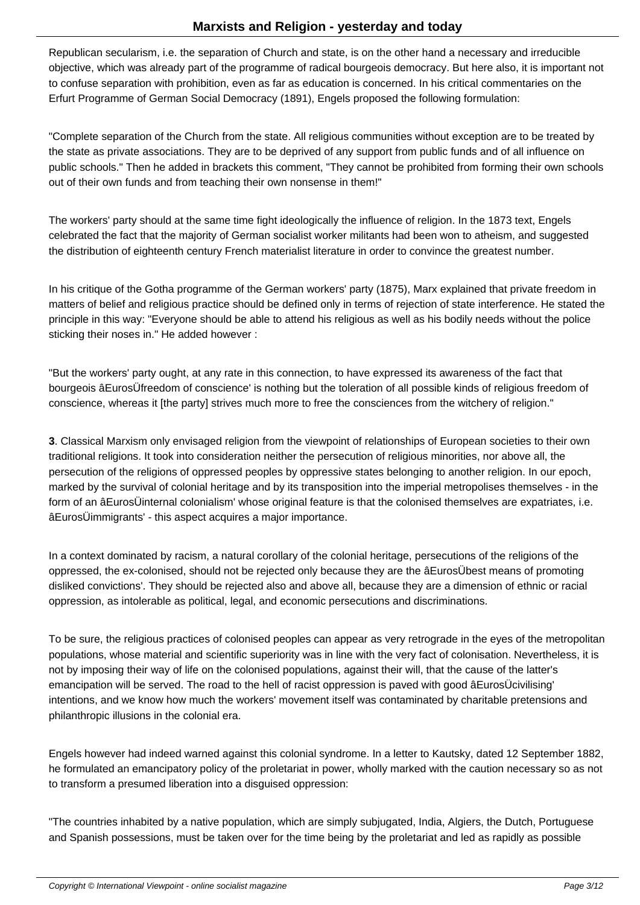Republican secularism, i.e. the separation of Church and state, is on the other hand a necessary and irreducible objective, which was already part of the programme of radical bourgeois democracy. But here also, it is important not to confuse separation with prohibition, even as far as education is concerned. In his critical commentaries on the Erfurt Programme of German Social Democracy (1891), Engels proposed the following formulation:

"Complete separation of the Church from the state. All religious communities without exception are to be treated by the state as private associations. They are to be deprived of any support from public funds and of all influence on public schools." Then he added in brackets this comment, "They cannot be prohibited from forming their own schools out of their own funds and from teaching their own nonsense in them!"

The workers' party should at the same time fight ideologically the influence of religion. In the 1873 text, Engels celebrated the fact that the majority of German socialist worker militants had been won to atheism, and suggested the distribution of eighteenth century French materialist literature in order to convince the greatest number.

In his critique of the Gotha programme of the German workers' party (1875), Marx explained that private freedom in matters of belief and religious practice should be defined only in terms of rejection of state interference. He stated the principle in this way: "Everyone should be able to attend his religious as well as his bodily needs without the police sticking their noses in." He added however :

"But the workers' party ought, at any rate in this connection, to have expressed its awareness of the fact that bourgeois âEurosÜfreedom of conscience' is nothing but the toleration of all possible kinds of religious freedom of conscience, whereas it [the party] strives much more to free the consciences from the witchery of religion."

**3**. Classical Marxism only envisaged religion from the viewpoint of relationships of European societies to their own traditional religions. It took into consideration neither the persecution of religious minorities, nor above all, the persecution of the religions of oppressed peoples by oppressive states belonging to another religion. In our epoch, marked by the survival of colonial heritage and by its transposition into the imperial metropolises themselves - in the form of an âEurosÜinternal colonialism' whose original feature is that the colonised themselves are expatriates, i.e. âEurosÜimmigrants' - this aspect acquires a major importance.

In a context dominated by racism, a natural corollary of the colonial heritage, persecutions of the religions of the oppressed, the ex-colonised, should not be rejected only because they are the âEurosÜbest means of promoting disliked convictions'. They should be rejected also and above all, because they are a dimension of ethnic or racial oppression, as intolerable as political, legal, and economic persecutions and discriminations.

To be sure, the religious practices of colonised peoples can appear as very retrograde in the eyes of the metropolitan populations, whose material and scientific superiority was in line with the very fact of colonisation. Nevertheless, it is not by imposing their way of life on the colonised populations, against their will, that the cause of the latter's emancipation will be served. The road to the hell of racist oppression is paved with good âEurosÜcivilising' intentions, and we know how much the workers' movement itself was contaminated by charitable pretensions and philanthropic illusions in the colonial era.

Engels however had indeed warned against this colonial syndrome. In a letter to Kautsky, dated 12 September 1882, he formulated an emancipatory policy of the proletariat in power, wholly marked with the caution necessary so as not to transform a presumed liberation into a disguised oppression:

"The countries inhabited by a native population, which are simply subjugated, India, Algiers, the Dutch, Portuguese and Spanish possessions, must be taken over for the time being by the proletariat and led as rapidly as possible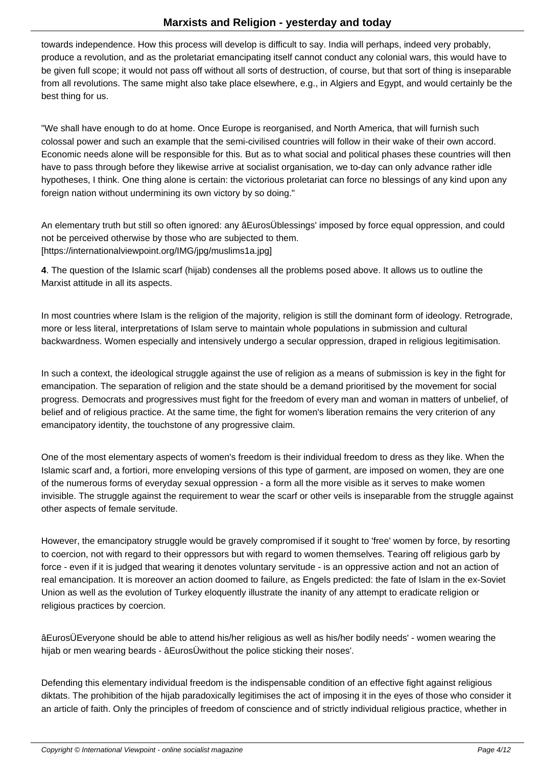towards independence. How this process will develop is difficult to say. India will perhaps, indeed very probably, produce a revolution, and as the proletariat emancipating itself cannot conduct any colonial wars, this would have to be given full scope; it would not pass off without all sorts of destruction, of course, but that sort of thing is inseparable from all revolutions. The same might also take place elsewhere, e.g., in Algiers and Egypt, and would certainly be the best thing for us.

"We shall have enough to do at home. Once Europe is reorganised, and North America, that will furnish such colossal power and such an example that the semi-civilised countries will follow in their wake of their own accord. Economic needs alone will be responsible for this. But as to what social and political phases these countries will then have to pass through before they likewise arrive at socialist organisation, we to-day can only advance rather idle hypotheses, I think. One thing alone is certain: the victorious proletariat can force no blessings of any kind upon any foreign nation without undermining its own victory by so doing."

An elementary truth but still so often ignored: any âEurosÜblessings' imposed by force equal oppression, and could not be perceived otherwise by those who are subjected to them.
[https://internationalviewpoint.org/IMG/jpg/muslims1a.jpg]

**4**. The question of the Islamic scarf (hijab) condenses all the problems posed above. It allows us to outline the Marxist attitude in all its aspects.

In most countries where Islam is the religion of the majority, religion is still the dominant form of ideology. Retrograde, more or less literal, interpretations of Islam serve to maintain whole populations in submission and cultural backwardness. Women especially and intensively undergo a secular oppression, draped in religious legitimisation.

In such a context, the ideological struggle against the use of religion as a means of submission is key in the fight for emancipation. The separation of religion and the state should be a demand prioritised by the movement for social progress. Democrats and progressives must fight for the freedom of every man and woman in matters of unbelief, of belief and of religious practice. At the same time, the fight for women's liberation remains the very criterion of any emancipatory identity, the touchstone of any progressive claim.

One of the most elementary aspects of women's freedom is their individual freedom to dress as they like. When the Islamic scarf and, a fortiori, more enveloping versions of this type of garment, are imposed on women, they are one of the numerous forms of everyday sexual oppression - a form all the more visible as it serves to make women invisible. The struggle against the requirement to wear the scarf or other veils is inseparable from the struggle against other aspects of female servitude.

However, the emancipatory struggle would be gravely compromised if it sought to 'free' women by force, by resorting to coercion, not with regard to their oppressors but with regard to women themselves. Tearing off religious garb by force - even if it is judged that wearing it denotes voluntary servitude - is an oppressive action and not an action of real emancipation. It is moreover an action doomed to failure, as Engels predicted: the fate of Islam in the ex-Soviet Union as well as the evolution of Turkey eloquently illustrate the inanity of any attempt to eradicate religion or religious practices by coercion.

âEurosÜEveryone should be able to attend his/her religious as well as his/her bodily needs' - women wearing the hijab or men wearing beards - âEurosÜwithout the police sticking their noses'.

Defending this elementary individual freedom is the indispensable condition of an effective fight against religious diktats. The prohibition of the hijab paradoxically legitimises the act of imposing it in the eyes of those who consider it an article of faith. Only the principles of freedom of conscience and of strictly individual religious practice, whether in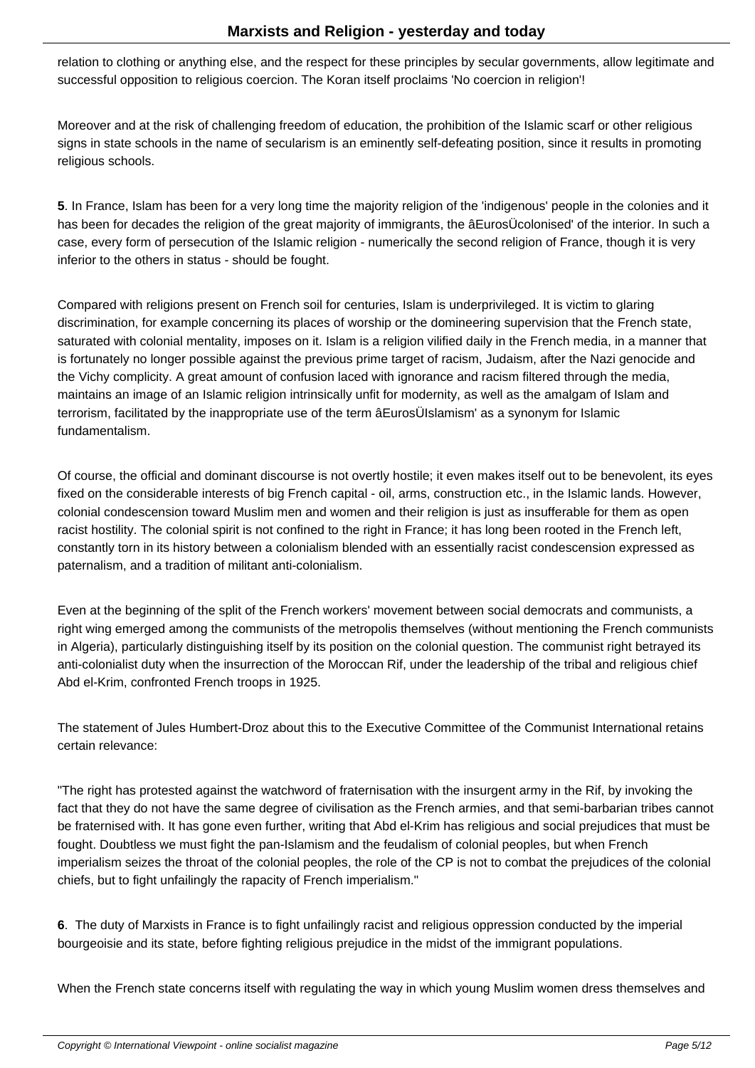relation to clothing or anything else, and the respect for these principles by secular governments, allow legitimate and successful opposition to religious coercion. The Koran itself proclaims 'No coercion in religion'!

Moreover and at the risk of challenging freedom of education, the prohibition of the Islamic scarf or other religious signs in state schools in the name of secularism is an eminently self-defeating position, since it results in promoting religious schools.

**5**. In France, Islam has been for a very long time the majority religion of the 'indigenous' people in the colonies and it has been for decades the religion of the great majority of immigrants, the âEurosÜcolonised' of the interior. In such a case, every form of persecution of the Islamic religion - numerically the second religion of France, though it is very inferior to the others in status - should be fought.

Compared with religions present on French soil for centuries, Islam is underprivileged. It is victim to glaring discrimination, for example concerning its places of worship or the domineering supervision that the French state, saturated with colonial mentality, imposes on it. Islam is a religion vilified daily in the French media, in a manner that is fortunately no longer possible against the previous prime target of racism, Judaism, after the Nazi genocide and the Vichy complicity. A great amount of confusion laced with ignorance and racism filtered through the media, maintains an image of an Islamic religion intrinsically unfit for modernity, as well as the amalgam of Islam and terrorism, facilitated by the inappropriate use of the term âEurosÜIslamism' as a synonym for Islamic fundamentalism.

Of course, the official and dominant discourse is not overtly hostile; it even makes itself out to be benevolent, its eyes fixed on the considerable interests of big French capital - oil, arms, construction etc., in the Islamic lands. However, colonial condescension toward Muslim men and women and their religion is just as insufferable for them as open racist hostility. The colonial spirit is not confined to the right in France; it has long been rooted in the French left, constantly torn in its history between a colonialism blended with an essentially racist condescension expressed as paternalism, and a tradition of militant anti-colonialism.

Even at the beginning of the split of the French workers' movement between social democrats and communists, a right wing emerged among the communists of the metropolis themselves (without mentioning the French communists in Algeria), particularly distinguishing itself by its position on the colonial question. The communist right betrayed its anti-colonialist duty when the insurrection of the Moroccan Rif, under the leadership of the tribal and religious chief Abd el-Krim, confronted French troops in 1925.

The statement of Jules Humbert-Droz about this to the Executive Committee of the Communist International retains certain relevance:

"The right has protested against the watchword of fraternisation with the insurgent army in the Rif, by invoking the fact that they do not have the same degree of civilisation as the French armies, and that semi-barbarian tribes cannot be fraternised with. It has gone even further, writing that Abd el-Krim has religious and social prejudices that must be fought. Doubtless we must fight the pan-Islamism and the feudalism of colonial peoples, but when French imperialism seizes the throat of the colonial peoples, the role of the CP is not to combat the prejudices of the colonial chiefs, but to fight unfailingly the rapacity of French imperialism."

**6**. The duty of Marxists in France is to fight unfailingly racist and religious oppression conducted by the imperial bourgeoisie and its state, before fighting religious prejudice in the midst of the immigrant populations.

When the French state concerns itself with regulating the way in which young Muslim women dress themselves and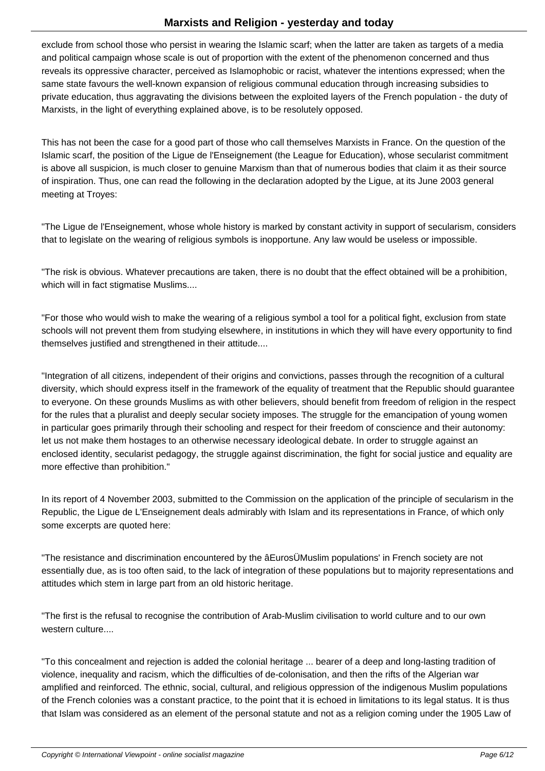exclude from school those who persist in wearing the Islamic scarf; when the latter are taken as targets of a media and political campaign whose scale is out of proportion with the extent of the phenomenon concerned and thus reveals its oppressive character, perceived as Islamophobic or racist, whatever the intentions expressed; when the same state favours the well-known expansion of religious communal education through increasing subsidies to private education, thus aggravating the divisions between the exploited layers of the French population - the duty of Marxists, in the light of everything explained above, is to be resolutely opposed.

This has not been the case for a good part of those who call themselves Marxists in France. On the question of the Islamic scarf, the position of the Ligue de l'Enseignement (the League for Education), whose secularist commitment is above all suspicion, is much closer to genuine Marxism than that of numerous bodies that claim it as their source of inspiration. Thus, one can read the following in the declaration adopted by the Ligue, at its June 2003 general meeting at Troyes:

"The Ligue de l'Enseignement, whose whole history is marked by constant activity in support of secularism, considers that to legislate on the wearing of religious symbols is inopportune. Any law would be useless or impossible.

"The risk is obvious. Whatever precautions are taken, there is no doubt that the effect obtained will be a prohibition, which will in fact stigmatise Muslims....

"For those who would wish to make the wearing of a religious symbol a tool for a political fight, exclusion from state schools will not prevent them from studying elsewhere, in institutions in which they will have every opportunity to find themselves justified and strengthened in their attitude....

"Integration of all citizens, independent of their origins and convictions, passes through the recognition of a cultural diversity, which should express itself in the framework of the equality of treatment that the Republic should guarantee to everyone. On these grounds Muslims as with other believers, should benefit from freedom of religion in the respect for the rules that a pluralist and deeply secular society imposes. The struggle for the emancipation of young women in particular goes primarily through their schooling and respect for their freedom of conscience and their autonomy: let us not make them hostages to an otherwise necessary ideological debate. In order to struggle against an enclosed identity, secularist pedagogy, the struggle against discrimination, the fight for social justice and equality are more effective than prohibition."

In its report of 4 November 2003, submitted to the Commission on the application of the principle of secularism in the Republic, the Ligue de L'Enseignement deals admirably with Islam and its representations in France, of which only some excerpts are quoted here:

"The resistance and discrimination encountered by the âEurosÜMuslim populations' in French society are not essentially due, as is too often said, to the lack of integration of these populations but to majority representations and attitudes which stem in large part from an old historic heritage.

"The first is the refusal to recognise the contribution of Arab-Muslim civilisation to world culture and to our own western culture....

"To this concealment and rejection is added the colonial heritage ... bearer of a deep and long-lasting tradition of violence, inequality and racism, which the difficulties of de-colonisation, and then the rifts of the Algerian war amplified and reinforced. The ethnic, social, cultural, and religious oppression of the indigenous Muslim populations of the French colonies was a constant practice, to the point that it is echoed in limitations to its legal status. It is thus that Islam was considered as an element of the personal statute and not as a religion coming under the 1905 Law of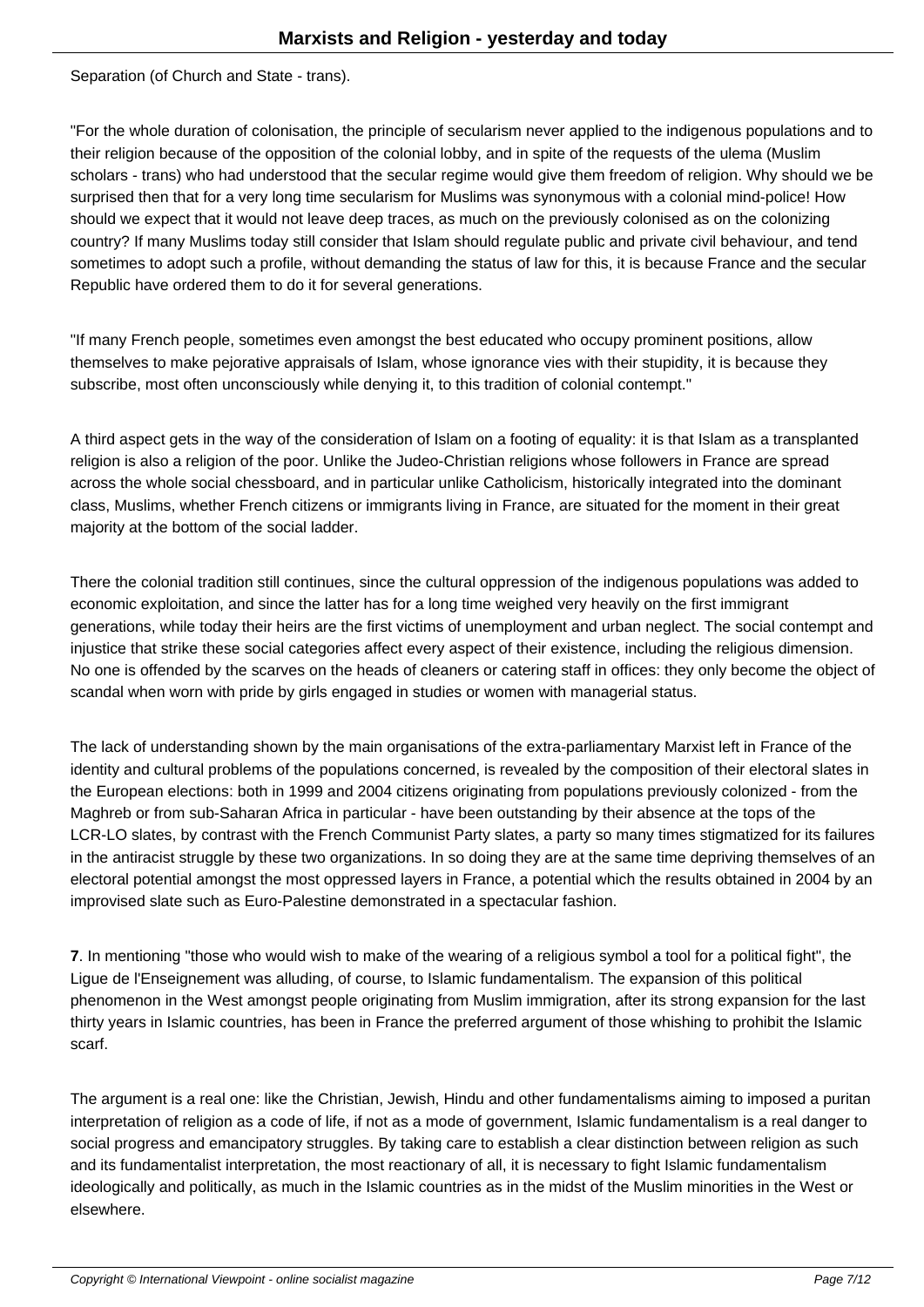Separation (of Church and State - trans).

"For the whole duration of colonisation, the principle of secularism never applied to the indigenous populations and to their religion because of the opposition of the colonial lobby, and in spite of the requests of the ulema (Muslim scholars - trans) who had understood that the secular regime would give them freedom of religion. Why should we be surprised then that for a very long time secularism for Muslims was synonymous with a colonial mind-police! How should we expect that it would not leave deep traces, as much on the previously colonised as on the colonizing country? If many Muslims today still consider that Islam should regulate public and private civil behaviour, and tend sometimes to adopt such a profile, without demanding the status of law for this, it is because France and the secular Republic have ordered them to do it for several generations.

"If many French people, sometimes even amongst the best educated who occupy prominent positions, allow themselves to make pejorative appraisals of Islam, whose ignorance vies with their stupidity, it is because they subscribe, most often unconsciously while denying it, to this tradition of colonial contempt."

A third aspect gets in the way of the consideration of Islam on a footing of equality: it is that Islam as a transplanted religion is also a religion of the poor. Unlike the Judeo-Christian religions whose followers in France are spread across the whole social chessboard, and in particular unlike Catholicism, historically integrated into the dominant class, Muslims, whether French citizens or immigrants living in France, are situated for the moment in their great majority at the bottom of the social ladder.

There the colonial tradition still continues, since the cultural oppression of the indigenous populations was added to economic exploitation, and since the latter has for a long time weighed very heavily on the first immigrant generations, while today their heirs are the first victims of unemployment and urban neglect. The social contempt and injustice that strike these social categories affect every aspect of their existence, including the religious dimension. No one is offended by the scarves on the heads of cleaners or catering staff in offices: they only become the object of scandal when worn with pride by girls engaged in studies or women with managerial status.

The lack of understanding shown by the main organisations of the extra-parliamentary Marxist left in France of the identity and cultural problems of the populations concerned, is revealed by the composition of their electoral slates in the European elections: both in 1999 and 2004 citizens originating from populations previously colonized - from the Maghreb or from sub-Saharan Africa in particular - have been outstanding by their absence at the tops of the LCR-LO slates, by contrast with the French Communist Party slates, a party so many times stigmatized for its failures in the antiracist struggle by these two organizations. In so doing they are at the same time depriving themselves of an electoral potential amongst the most oppressed layers in France, a potential which the results obtained in 2004 by an improvised slate such as Euro-Palestine demonstrated in a spectacular fashion.

**7**. In mentioning "those who would wish to make of the wearing of a religious symbol a tool for a political fight", the Ligue de l'Enseignement was alluding, of course, to Islamic fundamentalism. The expansion of this political phenomenon in the West amongst people originating from Muslim immigration, after its strong expansion for the last thirty years in Islamic countries, has been in France the preferred argument of those whishing to prohibit the Islamic scarf.

The argument is a real one: like the Christian, Jewish, Hindu and other fundamentalisms aiming to imposed a puritan interpretation of religion as a code of life, if not as a mode of government, Islamic fundamentalism is a real danger to social progress and emancipatory struggles. By taking care to establish a clear distinction between religion as such and its fundamentalist interpretation, the most reactionary of all, it is necessary to fight Islamic fundamentalism ideologically and politically, as much in the Islamic countries as in the midst of the Muslim minorities in the West or elsewhere.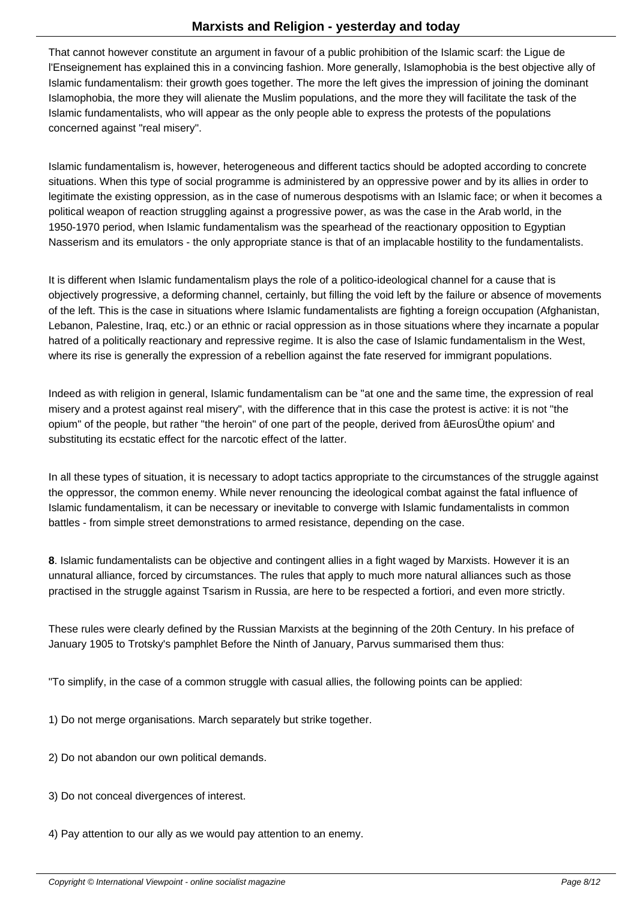That cannot however constitute an argument in favour of a public prohibition of the Islamic scarf: the Ligue de l'Enseignement has explained this in a convincing fashion. More generally, Islamophobia is the best objective ally of Islamic fundamentalism: their growth goes together. The more the left gives the impression of joining the dominant Islamophobia, the more they will alienate the Muslim populations, and the more they will facilitate the task of the Islamic fundamentalists, who will appear as the only people able to express the protests of the populations concerned against "real misery".

Islamic fundamentalism is, however, heterogeneous and different tactics should be adopted according to concrete situations. When this type of social programme is administered by an oppressive power and by its allies in order to legitimate the existing oppression, as in the case of numerous despotisms with an Islamic face; or when it becomes a political weapon of reaction struggling against a progressive power, as was the case in the Arab world, in the 1950-1970 period, when Islamic fundamentalism was the spearhead of the reactionary opposition to Egyptian Nasserism and its emulators - the only appropriate stance is that of an implacable hostility to the fundamentalists.

It is different when Islamic fundamentalism plays the role of a politico-ideological channel for a cause that is objectively progressive, a deforming channel, certainly, but filling the void left by the failure or absence of movements of the left. This is the case in situations where Islamic fundamentalists are fighting a foreign occupation (Afghanistan, Lebanon, Palestine, Iraq, etc.) or an ethnic or racial oppression as in those situations where they incarnate a popular hatred of a politically reactionary and repressive regime. It is also the case of Islamic fundamentalism in the West, where its rise is generally the expression of a rebellion against the fate reserved for immigrant populations.

Indeed as with religion in general, Islamic fundamentalism can be "at one and the same time, the expression of real misery and a protest against real misery", with the difference that in this case the protest is active: it is not "the opium" of the people, but rather "the heroin" of one part of the people, derived from âEurosÜthe opium' and substituting its ecstatic effect for the narcotic effect of the latter.

In all these types of situation, it is necessary to adopt tactics appropriate to the circumstances of the struggle against the oppressor, the common enemy. While never renouncing the ideological combat against the fatal influence of Islamic fundamentalism, it can be necessary or inevitable to converge with Islamic fundamentalists in common battles - from simple street demonstrations to armed resistance, depending on the case.

**8**. Islamic fundamentalists can be objective and contingent allies in a fight waged by Marxists. However it is an unnatural alliance, forced by circumstances. The rules that apply to much more natural alliances such as those practised in the struggle against Tsarism in Russia, are here to be respected a fortiori, and even more strictly.

These rules were clearly defined by the Russian Marxists at the beginning of the 20th Century. In his preface of January 1905 to Trotsky's pamphlet Before the Ninth of January, Parvus summarised them thus:

"To simplify, in the case of a common struggle with casual allies, the following points can be applied:

1) Do not merge organisations. March separately but strike together.

2) Do not abandon our own political demands.

3) Do not conceal divergences of interest.

4) Pay attention to our ally as we would pay attention to an enemy.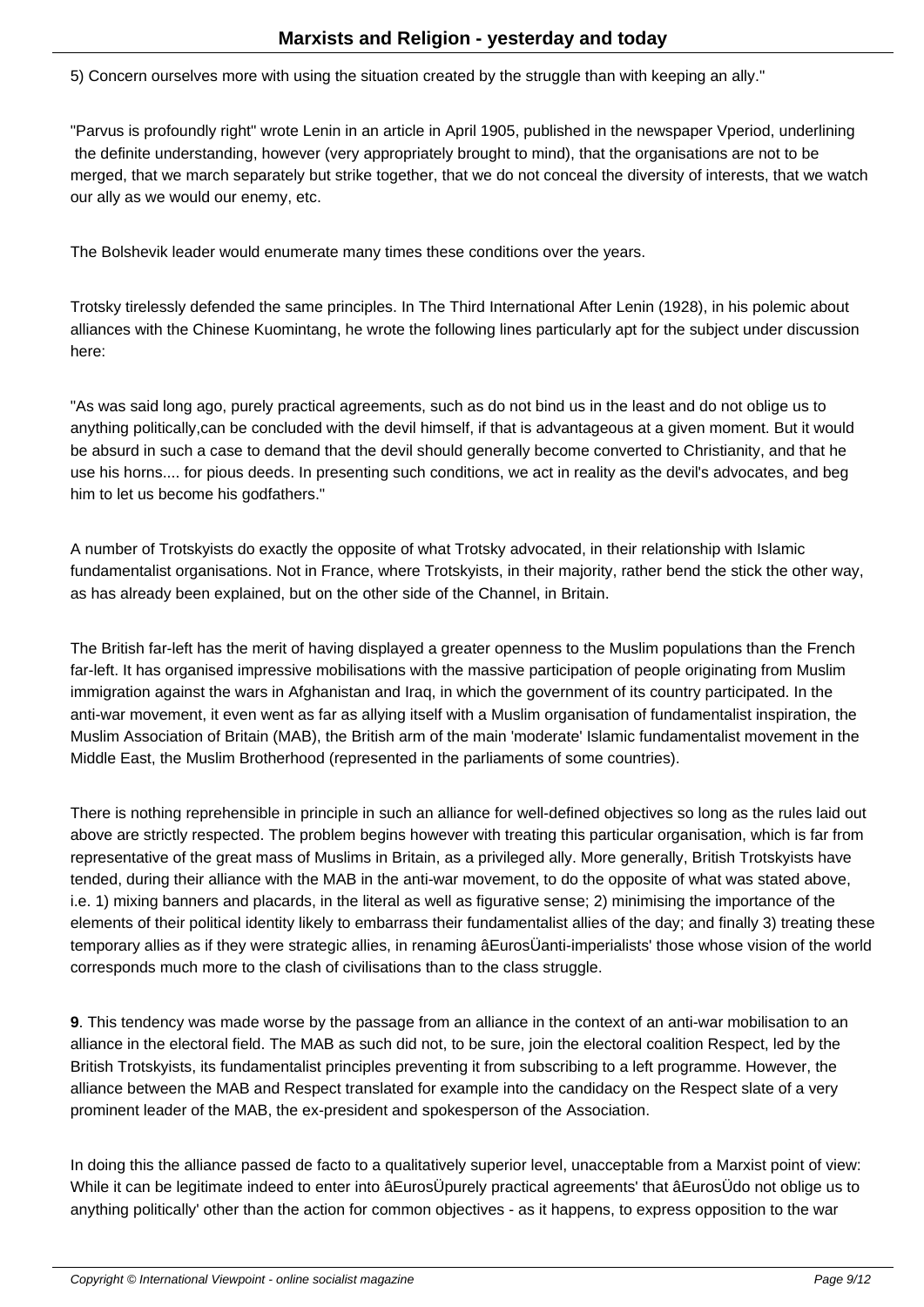5) Concern ourselves more with using the situation created by the struggle than with keeping an ally."

"Parvus is profoundly right" wrote Lenin in an article in April 1905, published in the newspaper Vperiod, underlining the definite understanding, however (very appropriately brought to mind), that the organisations are not to be merged, that we march separately but strike together, that we do not conceal the diversity of interests, that we watch our ally as we would our enemy, etc.

The Bolshevik leader would enumerate many times these conditions over the years.

Trotsky tirelessly defended the same principles. In The Third International After Lenin (1928), in his polemic about alliances with the Chinese Kuomintang, he wrote the following lines particularly apt for the subject under discussion here:

"As was said long ago, purely practical agreements, such as do not bind us in the least and do not oblige us to anything politically,can be concluded with the devil himself, if that is advantageous at a given moment. But it would be absurd in such a case to demand that the devil should generally become converted to Christianity, and that he use his horns.... for pious deeds. In presenting such conditions, we act in reality as the devil's advocates, and beg him to let us become his godfathers."

A number of Trotskyists do exactly the opposite of what Trotsky advocated, in their relationship with Islamic fundamentalist organisations. Not in France, where Trotskyists, in their majority, rather bend the stick the other way, as has already been explained, but on the other side of the Channel, in Britain.

The British far-left has the merit of having displayed a greater openness to the Muslim populations than the French far-left. It has organised impressive mobilisations with the massive participation of people originating from Muslim immigration against the wars in Afghanistan and Iraq, in which the government of its country participated. In the anti-war movement, it even went as far as allying itself with a Muslim organisation of fundamentalist inspiration, the Muslim Association of Britain (MAB), the British arm of the main 'moderate' Islamic fundamentalist movement in the Middle East, the Muslim Brotherhood (represented in the parliaments of some countries).

There is nothing reprehensible in principle in such an alliance for well-defined objectives so long as the rules laid out above are strictly respected. The problem begins however with treating this particular organisation, which is far from representative of the great mass of Muslims in Britain, as a privileged ally. More generally, British Trotskyists have tended, during their alliance with the MAB in the anti-war movement, to do the opposite of what was stated above, i.e. 1) mixing banners and placards, in the literal as well as figurative sense; 2) minimising the importance of the elements of their political identity likely to embarrass their fundamentalist allies of the day; and finally 3) treating these temporary allies as if they were strategic allies, in renaming âEurosÜanti-imperialists' those whose vision of the world corresponds much more to the clash of civilisations than to the class struggle.

**9**. This tendency was made worse by the passage from an alliance in the context of an anti-war mobilisation to an alliance in the electoral field. The MAB as such did not, to be sure, join the electoral coalition Respect, led by the British Trotskyists, its fundamentalist principles preventing it from subscribing to a left programme. However, the alliance between the MAB and Respect translated for example into the candidacy on the Respect slate of a very prominent leader of the MAB, the ex-president and spokesperson of the Association.

In doing this the alliance passed de facto to a qualitatively superior level, unacceptable from a Marxist point of view: While it can be legitimate indeed to enter into âEurosÜpurely practical agreements' that âEurosÜdo not oblige us to anything politically' other than the action for common objectives - as it happens, to express opposition to the war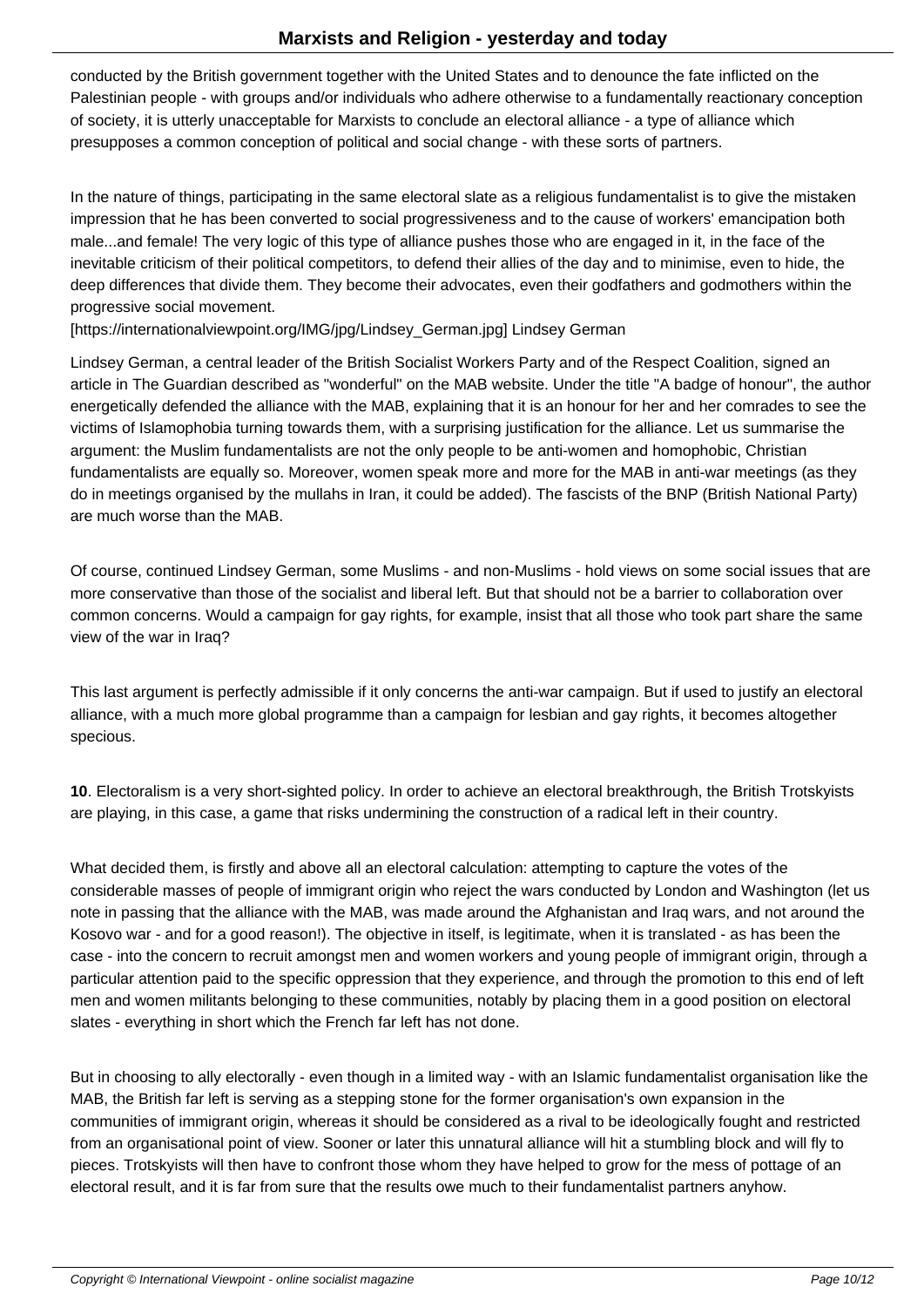conducted by the British government together with the United States and to denounce the fate inflicted on the Palestinian people - with groups and/or individuals who adhere otherwise to a fundamentally reactionary conception of society, it is utterly unacceptable for Marxists to conclude an electoral alliance - a type of alliance which presupposes a common conception of political and social change - with these sorts of partners.

In the nature of things, participating in the same electoral slate as a religious fundamentalist is to give the mistaken impression that he has been converted to social progressiveness and to the cause of workers' emancipation both male...and female! The very logic of this type of alliance pushes those who are engaged in it, in the face of the inevitable criticism of their political competitors, to defend their allies of the day and to minimise, even to hide, the deep differences that divide them. They become their advocates, even their godfathers and godmothers within the progressive social movement.

[https://internationalviewpoint.org/IMG/jpg/Lindsey_German.jpg] Lindsey German

Lindsey German, a central leader of the British Socialist Workers Party and of the Respect Coalition, signed an article in The Guardian described as "wonderful" on the MAB website. Under the title "A badge of honour", the author energetically defended the alliance with the MAB, explaining that it is an honour for her and her comrades to see the victims of Islamophobia turning towards them, with a surprising justification for the alliance. Let us summarise the argument: the Muslim fundamentalists are not the only people to be anti-women and homophobic, Christian fundamentalists are equally so. Moreover, women speak more and more for the MAB in anti-war meetings (as they do in meetings organised by the mullahs in Iran, it could be added). The fascists of the BNP (British National Party) are much worse than the MAB.

Of course, continued Lindsey German, some Muslims - and non-Muslims - hold views on some social issues that are more conservative than those of the socialist and liberal left. But that should not be a barrier to collaboration over common concerns. Would a campaign for gay rights, for example, insist that all those who took part share the same view of the war in Iraq?

This last argument is perfectly admissible if it only concerns the anti-war campaign. But if used to justify an electoral alliance, with a much more global programme than a campaign for lesbian and gay rights, it becomes altogether specious.

**10**. Electoralism is a very short-sighted policy. In order to achieve an electoral breakthrough, the British Trotskyists are playing, in this case, a game that risks undermining the construction of a radical left in their country.

What decided them, is firstly and above all an electoral calculation: attempting to capture the votes of the considerable masses of people of immigrant origin who reject the wars conducted by London and Washington (let us note in passing that the alliance with the MAB, was made around the Afghanistan and Iraq wars, and not around the Kosovo war - and for a good reason!). The objective in itself, is legitimate, when it is translated - as has been the case - into the concern to recruit amongst men and women workers and young people of immigrant origin, through a particular attention paid to the specific oppression that they experience, and through the promotion to this end of left men and women militants belonging to these communities, notably by placing them in a good position on electoral slates - everything in short which the French far left has not done.

But in choosing to ally electorally - even though in a limited way - with an Islamic fundamentalist organisation like the MAB, the British far left is serving as a stepping stone for the former organisation's own expansion in the communities of immigrant origin, whereas it should be considered as a rival to be ideologically fought and restricted from an organisational point of view. Sooner or later this unnatural alliance will hit a stumbling block and will fly to pieces. Trotskyists will then have to confront those whom they have helped to grow for the mess of pottage of an electoral result, and it is far from sure that the results owe much to their fundamentalist partners anyhow.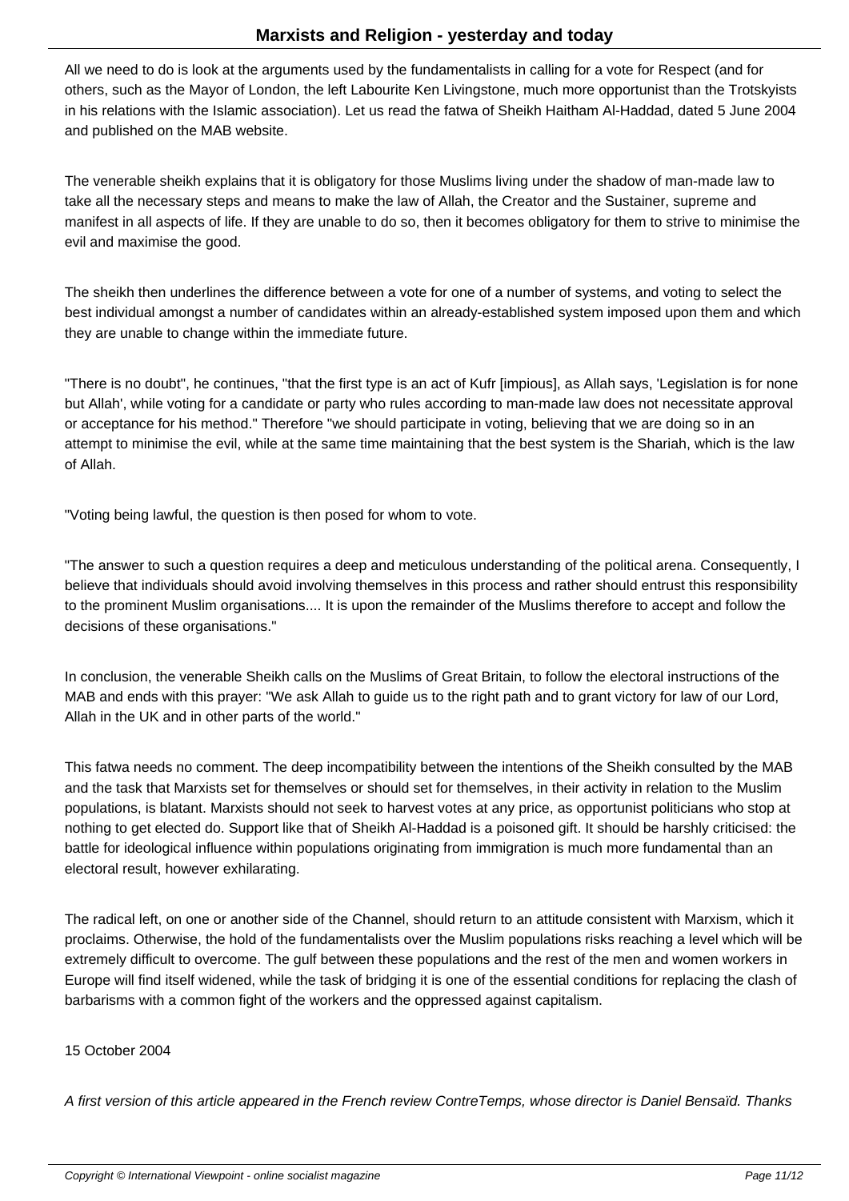All we need to do is look at the arguments used by the fundamentalists in calling for a vote for Respect (and for others, such as the Mayor of London, the left Labourite Ken Livingstone, much more opportunist than the Trotskyists in his relations with the Islamic association). Let us read the fatwa of Sheikh Haitham Al-Haddad, dated 5 June 2004 and published on the MAB website.

The venerable sheikh explains that it is obligatory for those Muslims living under the shadow of man-made law to take all the necessary steps and means to make the law of Allah, the Creator and the Sustainer, supreme and manifest in all aspects of life. If they are unable to do so, then it becomes obligatory for them to strive to minimise the evil and maximise the good.

The sheikh then underlines the difference between a vote for one of a number of systems, and voting to select the best individual amongst a number of candidates within an already-established system imposed upon them and which they are unable to change within the immediate future.

"There is no doubt", he continues, "that the first type is an act of Kufr [impious], as Allah says, 'Legislation is for none but Allah', while voting for a candidate or party who rules according to man-made law does not necessitate approval or acceptance for his method." Therefore "we should participate in voting, believing that we are doing so in an attempt to minimise the evil, while at the same time maintaining that the best system is the Shariah, which is the law of Allah.

"Voting being lawful, the question is then posed for whom to vote.

"The answer to such a question requires a deep and meticulous understanding of the political arena. Consequently, I believe that individuals should avoid involving themselves in this process and rather should entrust this responsibility to the prominent Muslim organisations.... It is upon the remainder of the Muslims therefore to accept and follow the decisions of these organisations."

In conclusion, the venerable Sheikh calls on the Muslims of Great Britain, to follow the electoral instructions of the MAB and ends with this prayer: "We ask Allah to guide us to the right path and to grant victory for law of our Lord, Allah in the UK and in other parts of the world."

This fatwa needs no comment. The deep incompatibility between the intentions of the Sheikh consulted by the MAB and the task that Marxists set for themselves or should set for themselves, in their activity in relation to the Muslim populations, is blatant. Marxists should not seek to harvest votes at any price, as opportunist politicians who stop at nothing to get elected do. Support like that of Sheikh Al-Haddad is a poisoned gift. It should be harshly criticised: the battle for ideological influence within populations originating from immigration is much more fundamental than an electoral result, however exhilarating.

The radical left, on one or another side of the Channel, should return to an attitude consistent with Marxism, which it proclaims. Otherwise, the hold of the fundamentalists over the Muslim populations risks reaching a level which will be extremely difficult to overcome. The gulf between these populations and the rest of the men and women workers in Europe will find itself widened, while the task of bridging it is one of the essential conditions for replacing the clash of barbarisms with a common fight of the workers and the oppressed against capitalism.

15 October 2004

*A first version of this article appeared in the French review ContreTemps, whose director is Daniel Bensaïd. Thanks*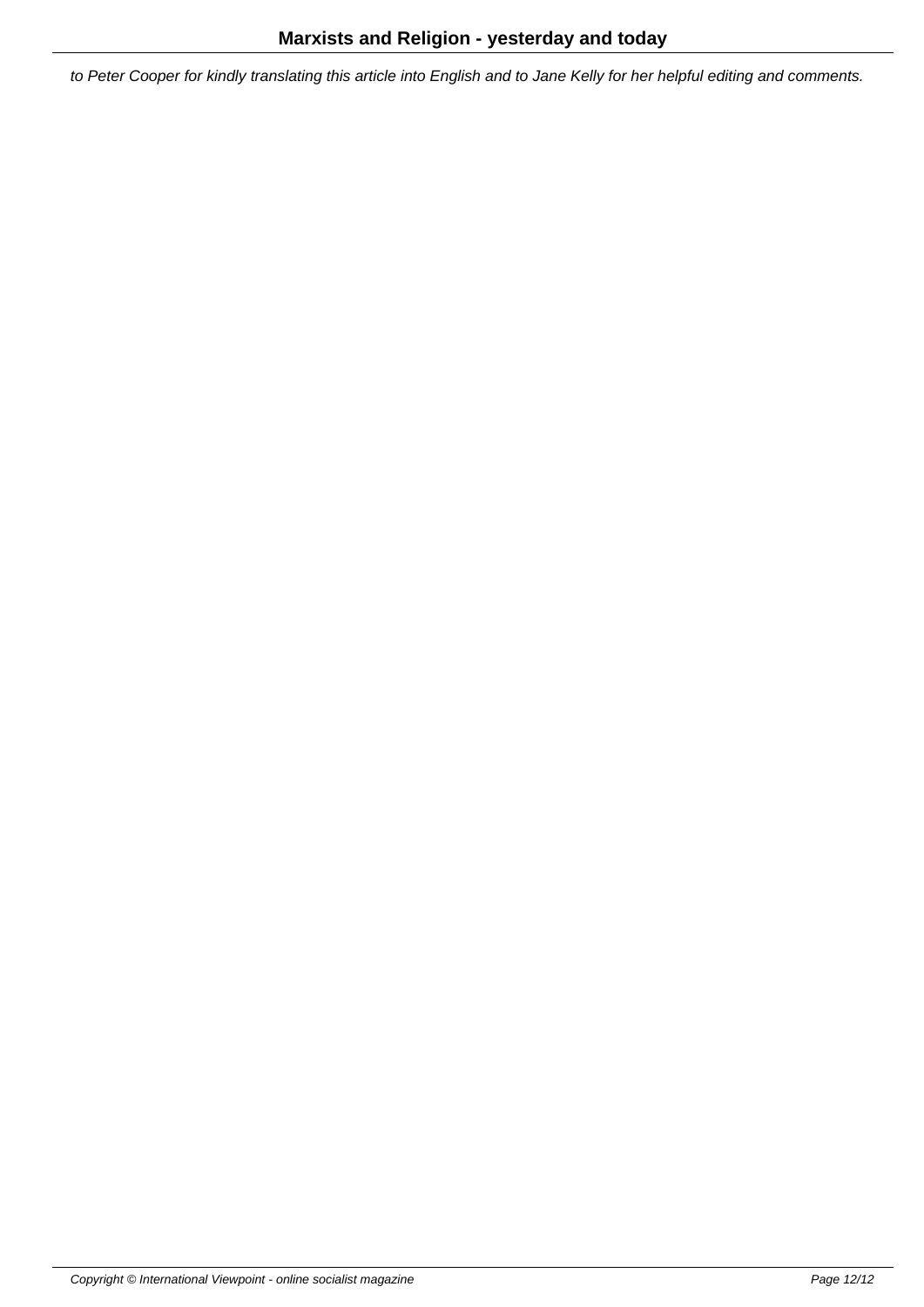*to Peter Cooper for kindly translating this article into English and to Jane Kelly for her helpful editing and comments.*